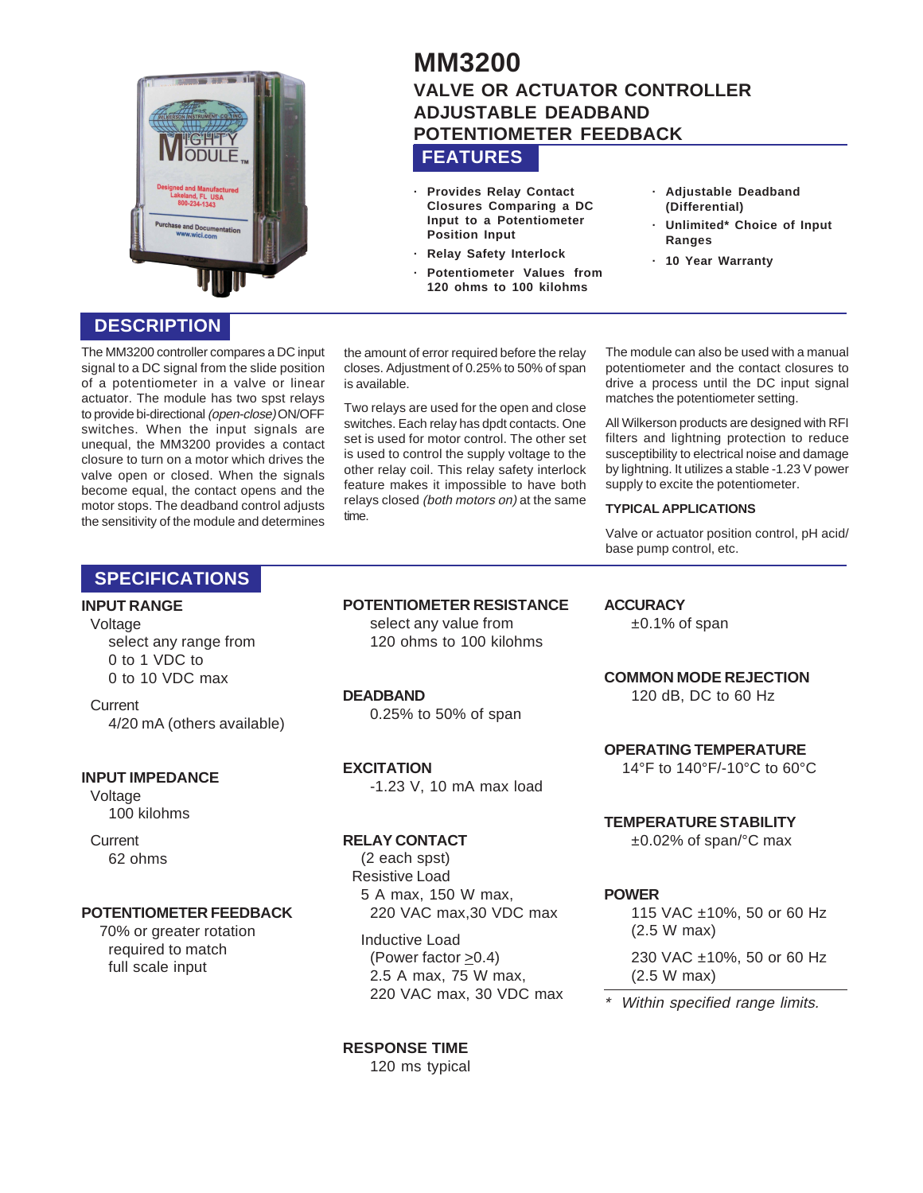# MM3200

## VALVE OR ACTUATOR CONTROLLER ADJUSTABLE DEADBAND POTENTIOMETER FEEDBACK

## FEATURES

- **Provides Relay Contact Closures Comparing a DC Input to a Potentiometer Position Input**
- **Relay Safety Interlock**
- **Potentiometer Values from 120 ohms to 100 kilohms**
- **Adjustable Deadband (Differential)**
- **Unlimited* Choice of Input Ranges**
- **10 Year Warranty**

## DESCRIPTION

The MM3200 controller compares a DC input signal to a DC signal from the slide position of a potentiometer in a valve or linear actuator. The module has two spst relays to provide bi-directional *(open-close)* ON/OFF switches. When the input signals are unequal, the MM3200 provides a contact closure to turn on a motor which drives the valve open or closed. When the signals become equal, the contact opens and the motor stops. The deadband control adjusts the sensitivity of the module and determines the amount of error required before the relay closes. Adjustment of 0.25% to 50% of span is available.

Two relays are used for the open and close switches. Each relay has dpdt contacts. One set is used for motor control. The other set is used to control the supply voltage to the other relay coil. This relay safety interlock feature makes it impossible to have both relays closed *(both motors on)* at the same time.

The module can also be used with a manual potentiometer and the contact closures to drive a process until the DC input signal matches the potentiometer setting.

All Wilkerson products are designed with RFI filters and lightning protection to reduce susceptibility to electrical noise and damage by lightning. It utilizes a stable -1.23 V power supply to excite the potentiometer.

**TYPICAL APPLICATIONS**

Valve or actuator position control, pH acid/ base pump control, etc.

## SPECIFICATIONS

**INPUT RANGE**

Voltage
select any range from
0 to 1 VDC to
0 to 10 VDC max

Current
4/20 mA (others available)

**INPUT IMPEDANCE**

Voltage
100 kilohms

Current
62 ohms

**POTENTIOMETER FEEDBACK**

70% or greater rotation required to match full scale input

**POTENTIOMETER RESISTANCE**

select any value from
120 ohms to 100 kilohms

**DEADBAND**

0.25% to 50% of span

**EXCITATION**

-1.23 V, 10 mA max load

**RELAY CONTACT**

(2 each spst)
Resistive Load
5 A max, 150 W max,
220 VAC max,30 VDC max

Inductive Load
(Power factor ≥0.4)
2.5 A max, 75 W max,
220 VAC max, 30 VDC max

**RESPONSE TIME**

120 ms typical

**ACCURACY**

±0.1% of span

**COMMON MODE REJECTION**

120 dB, DC to 60 Hz

**OPERATING TEMPERATURE**

14°F to 140°F/-10°C to 60°C

**TEMPERATURE STABILITY**

±0.02% of span/°C max

**POWER**

115 VAC ±10%, 50 or 60 Hz
(2.5 W max)

230 VAC ±10%, 50 or 60 Hz
(2.5 W max)

* *Within specified range limits.*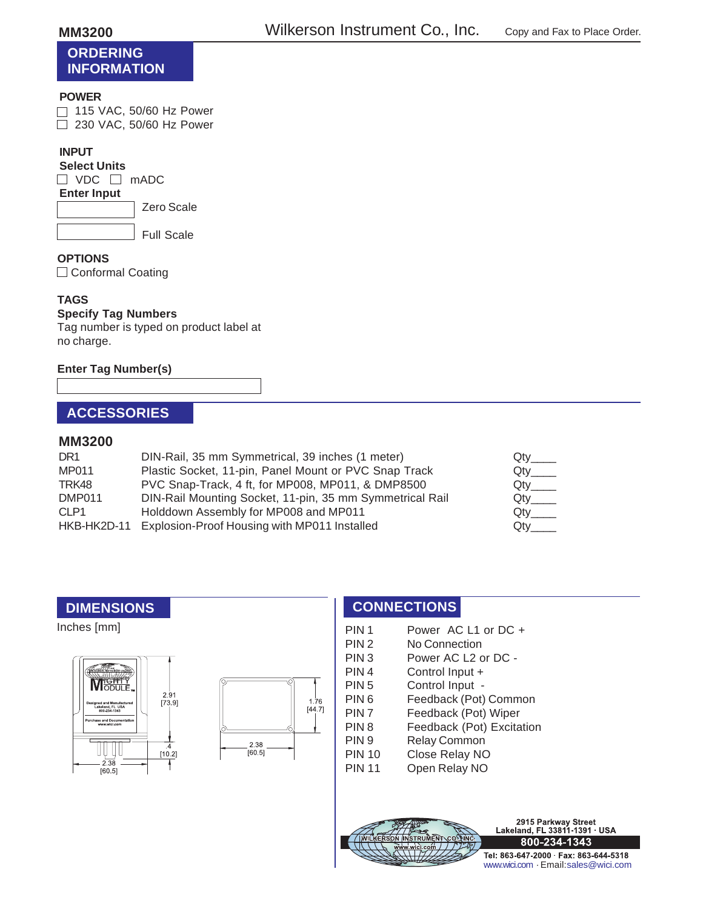# ORDERING INFORMATION

**POWER**

☐ 115 VAC, 50/60 Hz Power
☐ 230 VAC, 50/60 Hz Power

**INPUT**

**Select Units**

☐ VDC ☐ mADC

**Enter Input**

[ ] Zero Scale

[ ] Full Scale

**OPTIONS**

☐ Conformal Coating

**TAGS**

**Specify Tag Numbers**

Tag number is typed on product label at no charge.

**Enter Tag Number(s)**

[ ]

# ACCESSORIES

## MM3200

| | | |
|---|---|---|
| DR1 | DIN-Rail, 35 mm Symmetrical, 39 inches (1 meter) | Qty____ |
| MP011 | Plastic Socket, 11-pin, Panel Mount or PVC Snap Track | Qty____ |
| TRK48 | PVC Snap-Track, 4 ft, for MP008, MP011, & DMP8500 | Qty____ |
| DMP011 | DIN-Rail Mounting Socket, 11-pin, 35 mm Symmetrical Rail | Qty____ |
| CLP1 | Holddown Assembly for MP008 and MP011 | Qty____ |
| HKB-HK2D-11 | Explosion-Proof Housing with MP011 Installed | Qty____ |

# DIMENSIONS

Inches [mm]

Mighty Module
Designed and Manufactured
Lakeland, FL USA
800-234-1343
Purchase and Documentation
www.wici.com

2.91
[73.9]

.4
[10.2]

2.38
[60.5]

1.76
[44.7]

2.38
[60.5]

# CONNECTIONS

| | |
|---|---|
| PIN 1 | Power AC L1 or DC + |
| PIN 2 | No Connection |
| PIN 3 | Power AC L2 or DC - |
| PIN 4 | Control Input + |
| PIN 5 | Control Input - |
| PIN 6 | Feedback (Pot) Common |
| PIN 7 | Feedback (Pot) Wiper |
| PIN 8 | Feedback (Pot) Excitation |
| PIN 9 | Relay Common |
| PIN 10 | Close Relay NO |
| PIN 11 | Open Relay NO |

WILKERSON INSTRUMENT CO., INC.
www.wici.com

2915 Parkway Street
Lakeland, FL 33811-1391 · USA
800-234-1343
Tel: 863-647-2000 · Fax: 863-644-5318
www.wici.com · Email:sales@wici.com